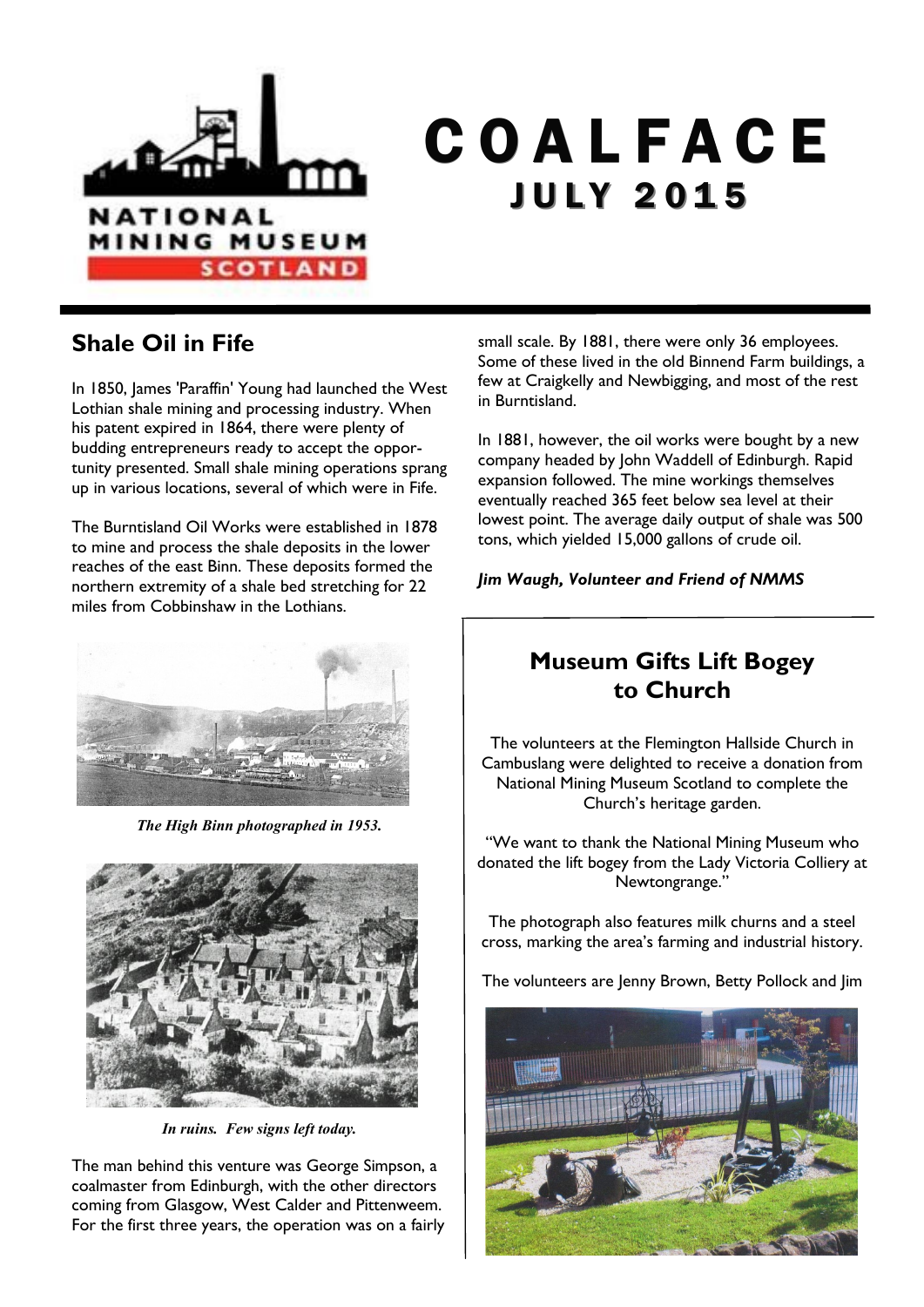# COALFACE

## JULY 2015

NATIONAL MINING MUSEUM SCOTLAND

## Shale Oil in Fife

In 1850, James 'Paraffin' Young had launched the West Lothian shale mining and processing industry. When his patent expired in 1864, there were plenty of budding entrepreneurs ready to accept the opportunity presented. Small shale mining operations sprang up in various locations, several of which were in Fife.

The Burntisland Oil Works were established in 1878 to mine and process the shale deposits in the lower reaches of the east Binn. These deposits formed the northern extremity of a shale bed stretching for 22 miles from Cobbinshaw in the Lothians.

*The High Binn photographed in 1953.*

*In ruins. Few signs left today.*

The man behind this venture was George Simpson, a coalmaster from Edinburgh, with the other directors coming from Glasgow, West Calder and Pittenweem. For the first three years, the operation was on a fairly small scale. By 1881, there were only 36 employees. Some of these lived in the old Binnend Farm buildings, a few at Craigkelly and Newbigging, and most of the rest in Burntisland.

In 1881, however, the oil works were bought by a new company headed by John Waddell of Edinburgh. Rapid expansion followed. The mine workings themselves eventually reached 365 feet below sea level at their lowest point. The average daily output of shale was 500 tons, which yielded 15,000 gallons of crude oil.

***Jim Waugh, Volunteer and Friend of NMMS***

## Museum Gifts Lift Bogey to Church

The volunteers at the Flemington Hallside Church in Cambuslang were delighted to receive a donation from National Mining Museum Scotland to complete the Church's heritage garden.

"We want to thank the National Mining Museum who donated the lift bogey from the Lady Victoria Colliery at Newtongrange."

The photograph also features milk churns and a steel cross, marking the area's farming and industrial history.

The volunteers are Jenny Brown, Betty Pollock and Jim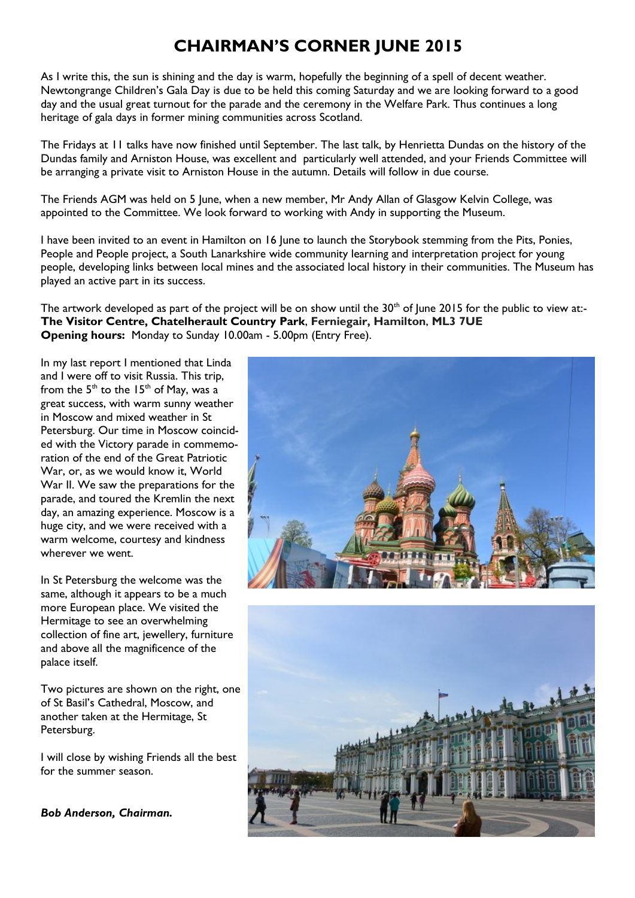# CHAIRMAN'S CORNER JUNE 2015

As I write this, the sun is shining and the day is warm, hopefully the beginning of a spell of decent weather. Newtongrange Children's Gala Day is due to be held this coming Saturday and we are looking forward to a good day and the usual great turnout for the parade and the ceremony in the Welfare Park. Thus continues a long heritage of gala days in former mining communities across Scotland.

The Fridays at 11 talks have now finished until September. The last talk, by Henrietta Dundas on the history of the Dundas family and Arniston House, was excellent and particularly well attended, and your Friends Committee will be arranging a private visit to Arniston House in the autumn. Details will follow in due course.

The Friends AGM was held on 5 June, when a new member, Mr Andy Allan of Glasgow Kelvin College, was appointed to the Committee. We look forward to working with Andy in supporting the Museum.

I have been invited to an event in Hamilton on 16 June to launch the Storybook stemming from the Pits, Ponies, People and People project, a South Lanarkshire wide community learning and interpretation project for young people, developing links between local mines and the associated local history in their communities. The Museum has played an active part in its success.

The artwork developed as part of the project will be on show until the 30th of June 2015 for the public to view at:-
**The Visitor Centre, Chatelherault Country Park, Ferniegair, Hamilton, ML3 7UE**
**Opening hours:** Monday to Sunday 10.00am - 5.00pm (Entry Free).

In my last report I mentioned that Linda and I were off to visit Russia. This trip, from the 5th to the 15th of May, was a great success, with warm sunny weather in Moscow and mixed weather in St Petersburg. Our time in Moscow coincided with the Victory parade in commemoration of the end of the Great Patriotic War, or, as we would know it, World War II. We saw the preparations for the parade, and toured the Kremlin the next day, an amazing experience. Moscow is a huge city, and we were received with a warm welcome, courtesy and kindness wherever we went.

In St Petersburg the welcome was the same, although it appears to be a much more European place. We visited the Hermitage to see an overwhelming collection of fine art, jewellery, furniture and above all the magnificence of the palace itself.

Two pictures are shown on the right, one of St Basil's Cathedral, Moscow, and another taken at the Hermitage, St Petersburg.

I will close by wishing Friends all the best for the summer season.

***Bob Anderson, Chairman.***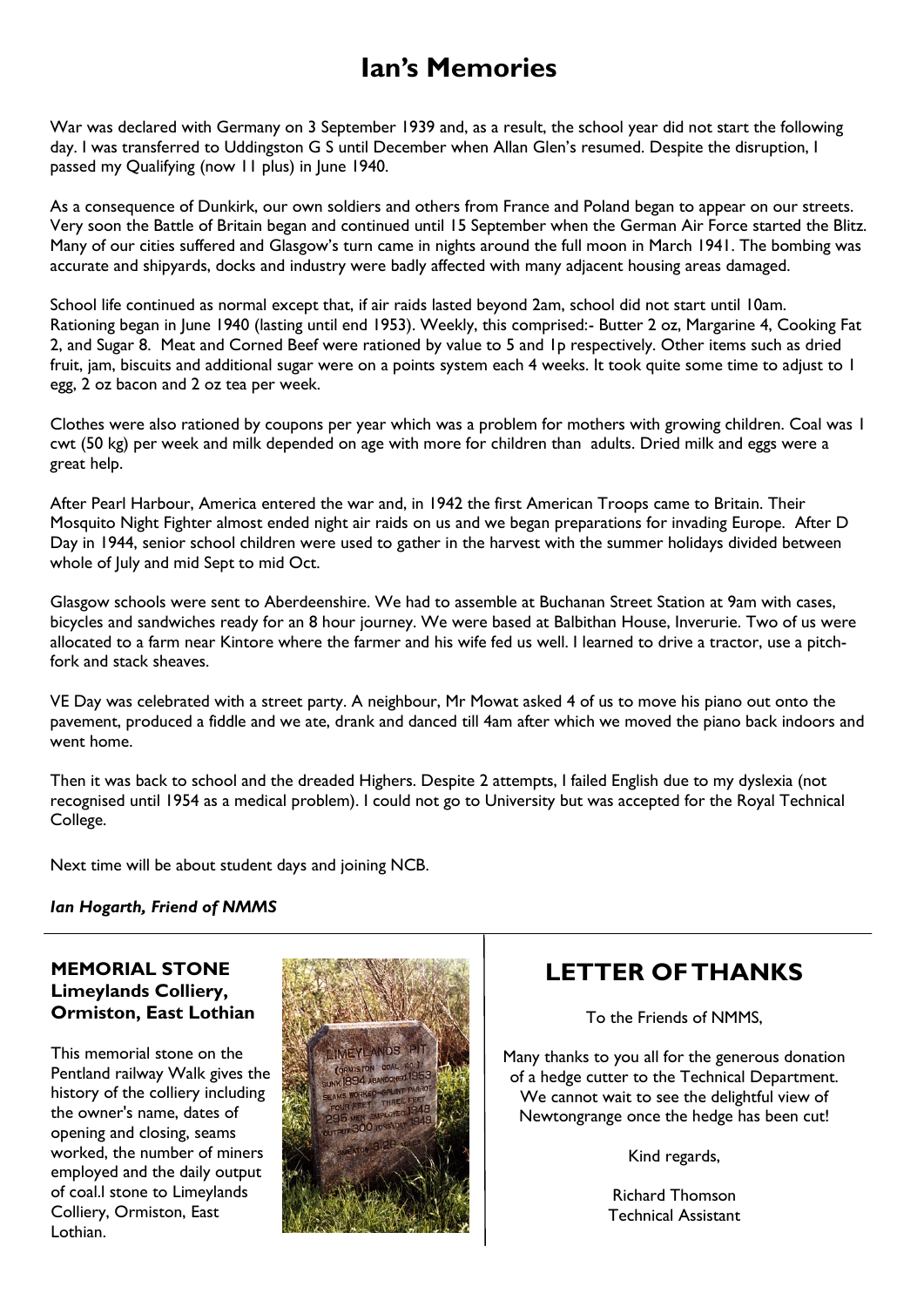# Ian's Memories

War was declared with Germany on 3 September 1939 and, as a result, the school year did not start the following day. I was transferred to Uddingston G S until December when Allan Glen's resumed. Despite the disruption, I passed my Qualifying (now 11 plus) in June 1940.

As a consequence of Dunkirk, our own soldiers and others from France and Poland began to appear on our streets. Very soon the Battle of Britain began and continued until 15 September when the German Air Force started the Blitz. Many of our cities suffered and Glasgow's turn came in nights around the full moon in March 1941. The bombing was accurate and shipyards, docks and industry were badly affected with many adjacent housing areas damaged.

School life continued as normal except that, if air raids lasted beyond 2am, school did not start until 10am. Rationing began in June 1940 (lasting until end 1953). Weekly, this comprised:- Butter 2 oz, Margarine 4, Cooking Fat 2, and Sugar 8. Meat and Corned Beef were rationed by value to 5 and 1p respectively. Other items such as dried fruit, jam, biscuits and additional sugar were on a points system each 4 weeks. It took quite some time to adjust to 1 egg, 2 oz bacon and 2 oz tea per week.

Clothes were also rationed by coupons per year which was a problem for mothers with growing children. Coal was 1 cwt (50 kg) per week and milk depended on age with more for children than adults. Dried milk and eggs were a great help.

After Pearl Harbour, America entered the war and, in 1942 the first American Troops came to Britain. Their Mosquito Night Fighter almost ended night air raids on us and we began preparations for invading Europe. After D Day in 1944, senior school children were used to gather in the harvest with the summer holidays divided between whole of July and mid Sept to mid Oct.

Glasgow schools were sent to Aberdeenshire. We had to assemble at Buchanan Street Station at 9am with cases, bicycles and sandwiches ready for an 8 hour journey. We were based at Balbithan House, Inverurie. Two of us were allocated to a farm near Kintore where the farmer and his wife fed us well. I learned to drive a tractor, use a pitch-fork and stack sheaves.

VE Day was celebrated with a street party. A neighbour, Mr Mowat asked 4 of us to move his piano out onto the pavement, produced a fiddle and we ate, drank and danced till 4am after which we moved the piano back indoors and went home.

Then it was back to school and the dreaded Highers. Despite 2 attempts, I failed English due to my dyslexia (not recognised until 1954 as a medical problem). I could not go to University but was accepted for the Royal Technical College.

Next time will be about student days and joining NCB.

***Ian Hogarth, Friend of NMMS***

---

### MEMORIAL STONE Limeylands Colliery, Ormiston, East Lothian

This memorial stone on the Pentland railway Walk gives the history of the colliery including the owner's name, dates of opening and closing, seams worked, the number of miners employed and the daily output of coal.l stone to Limeylands Colliery, Ormiston, East Lothian.

---

## LETTER OF THANKS

To the Friends of NMMS,

Many thanks to you all for the generous donation of a hedge cutter to the Technical Department. We cannot wait to see the delightful view of Newtongrange once the hedge has been cut!

Kind regards,

Richard Thomson
Technical Assistant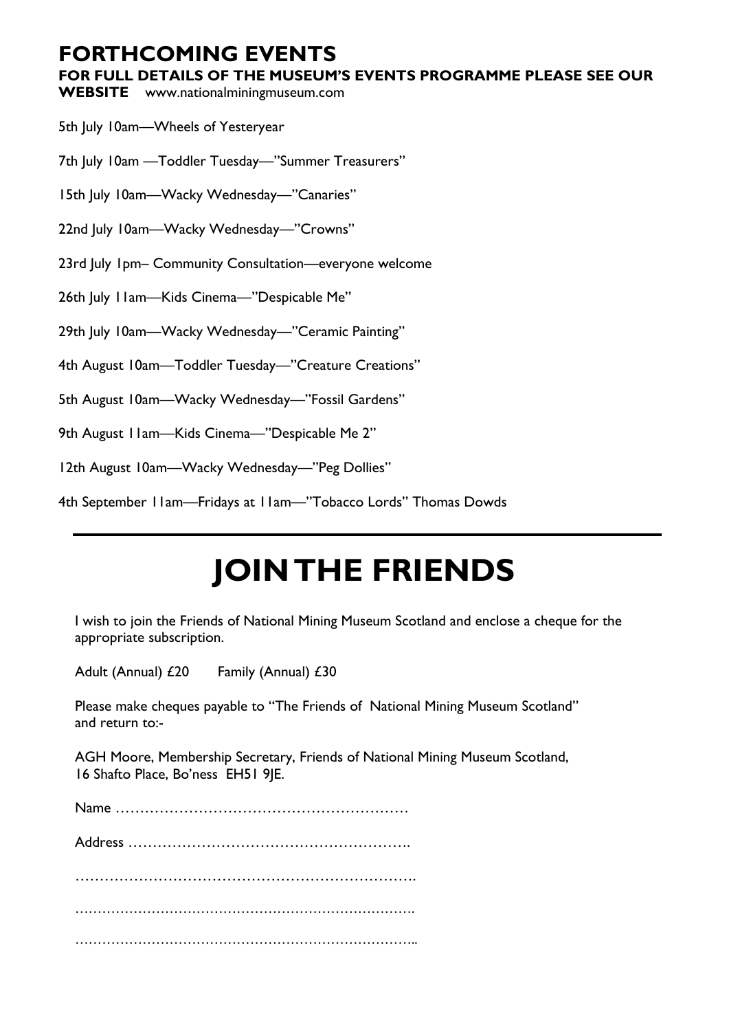# FORTHCOMING EVENTS

**FOR FULL DETAILS OF THE MUSEUM'S EVENTS PROGRAMME PLEASE SEE OUR WEBSITE** www.nationalminingmuseum.com

5th July 10am—Wheels of Yesteryear

7th July 10am —Toddler Tuesday—"Summer Treasurers"

15th July 10am—Wacky Wednesday—"Canaries"

22nd July 10am—Wacky Wednesday—"Crowns"

23rd July 1pm– Community Consultation—everyone welcome

26th July 11am—Kids Cinema—"Despicable Me"

29th July 10am—Wacky Wednesday—"Ceramic Painting"

4th August 10am—Toddler Tuesday—"Creature Creations"

5th August 10am—Wacky Wednesday—"Fossil Gardens"

9th August 11am—Kids Cinema—"Despicable Me 2"

12th August 10am—Wacky Wednesday—"Peg Dollies"

4th September 11am—Fridays at 11am—"Tobacco Lords" Thomas Dowds

---

# JOIN THE FRIENDS

I wish to join the Friends of National Mining Museum Scotland and enclose a cheque for the appropriate subscription.

Adult (Annual) £20     Family (Annual) £30

Please make cheques payable to "The Friends of National Mining Museum Scotland" and return to:-

AGH Moore, Membership Secretary, Friends of National Mining Museum Scotland, 16 Shafto Place, Bo'ness EH51 9JE.

Name ……………………………………………………

Address ………………………………………………….

…………………………………………………………….

…………………………………………………………….

…………………………………………………………….